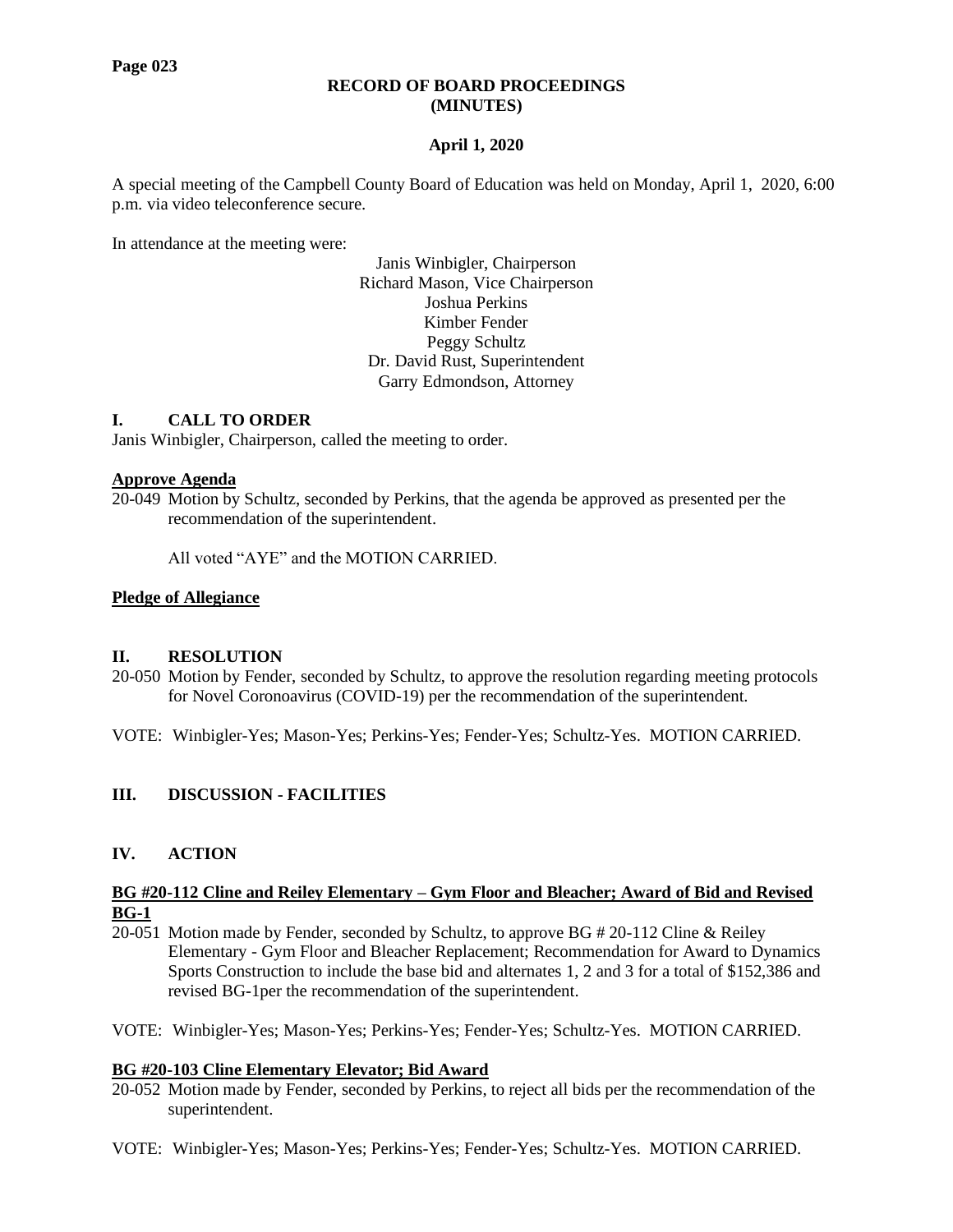## RECORD OF BOARD PROCEEDINGS
## (MINUTES)

**April 1, 2020**

A special meeting of the Campbell County Board of Education was held on Monday, April 1, 2020, 6:00 p.m. via video teleconference secure.

In attendance at the meeting were:

Janis Winbigler, Chairperson
Richard Mason, Vice Chairperson
Joshua Perkins
Kimber Fender
Peggy Schultz
Dr. David Rust, Superintendent
Garry Edmondson, Attorney

## I. CALL TO ORDER

Janis Winbigler, Chairperson, called the meeting to order.

**Approve Agenda**

20-049 Motion by Schultz, seconded by Perkins, that the agenda be approved as presented per the recommendation of the superintendent.

All voted "AYE" and the MOTION CARRIED.

**Pledge of Allegiance**

## II. RESOLUTION

20-050 Motion by Fender, seconded by Schultz, to approve the resolution regarding meeting protocols for Novel Coronoavirus (COVID-19) per the recommendation of the superintendent.

VOTE: Winbigler-Yes; Mason-Yes; Perkins-Yes; Fender-Yes; Schultz-Yes. MOTION CARRIED.

## III. DISCUSSION - FACILITIES

## IV. ACTION

**BG #20-112 Cline and Reiley Elementary – Gym Floor and Bleacher; Award of Bid and Revised BG-1**

20-051 Motion made by Fender, seconded by Schultz, to approve BG # 20-112 Cline & Reiley Elementary - Gym Floor and Bleacher Replacement; Recommendation for Award to Dynamics Sports Construction to include the base bid and alternates 1, 2 and 3 for a total of $152,386 and revised BG-1per the recommendation of the superintendent.

VOTE: Winbigler-Yes; Mason-Yes; Perkins-Yes; Fender-Yes; Schultz-Yes. MOTION CARRIED.

**BG #20-103 Cline Elementary Elevator; Bid Award**

20-052 Motion made by Fender, seconded by Perkins, to reject all bids per the recommendation of the superintendent.

VOTE: Winbigler-Yes; Mason-Yes; Perkins-Yes; Fender-Yes; Schultz-Yes. MOTION CARRIED.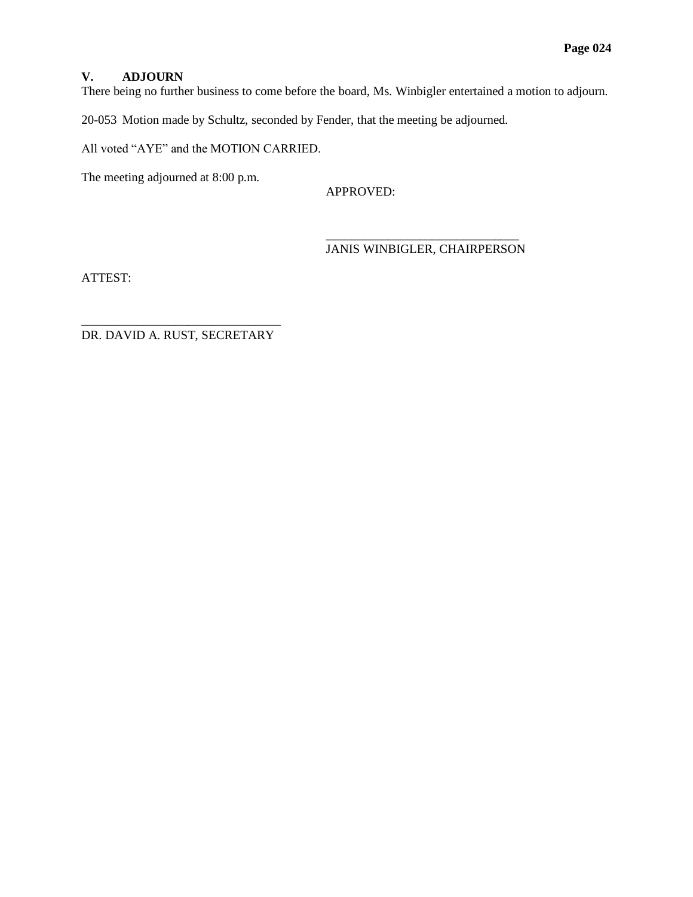## V. ADJOURN

There being no further business to come before the board, Ms. Winbigler entertained a motion to adjourn.

20-053 Motion made by Schultz, seconded by Fender, that the meeting be adjourned.

All voted "AYE" and the MOTION CARRIED.

The meeting adjourned at 8:00 p.m.

APPROVED:

\_\_\_\_\_\_\_\_\_\_\_\_\_\_\_\_\_\_\_\_\_\_\_\_\_\_\_\_\_\_\_

JANIS WINBIGLER, CHAIRPERSON

ATTEST:

\_\_\_\_\_\_\_\_\_\_\_\_\_\_\_\_\_\_\_\_\_\_\_\_\_\_\_\_\_\_\_

DR. DAVID A. RUST, SECRETARY